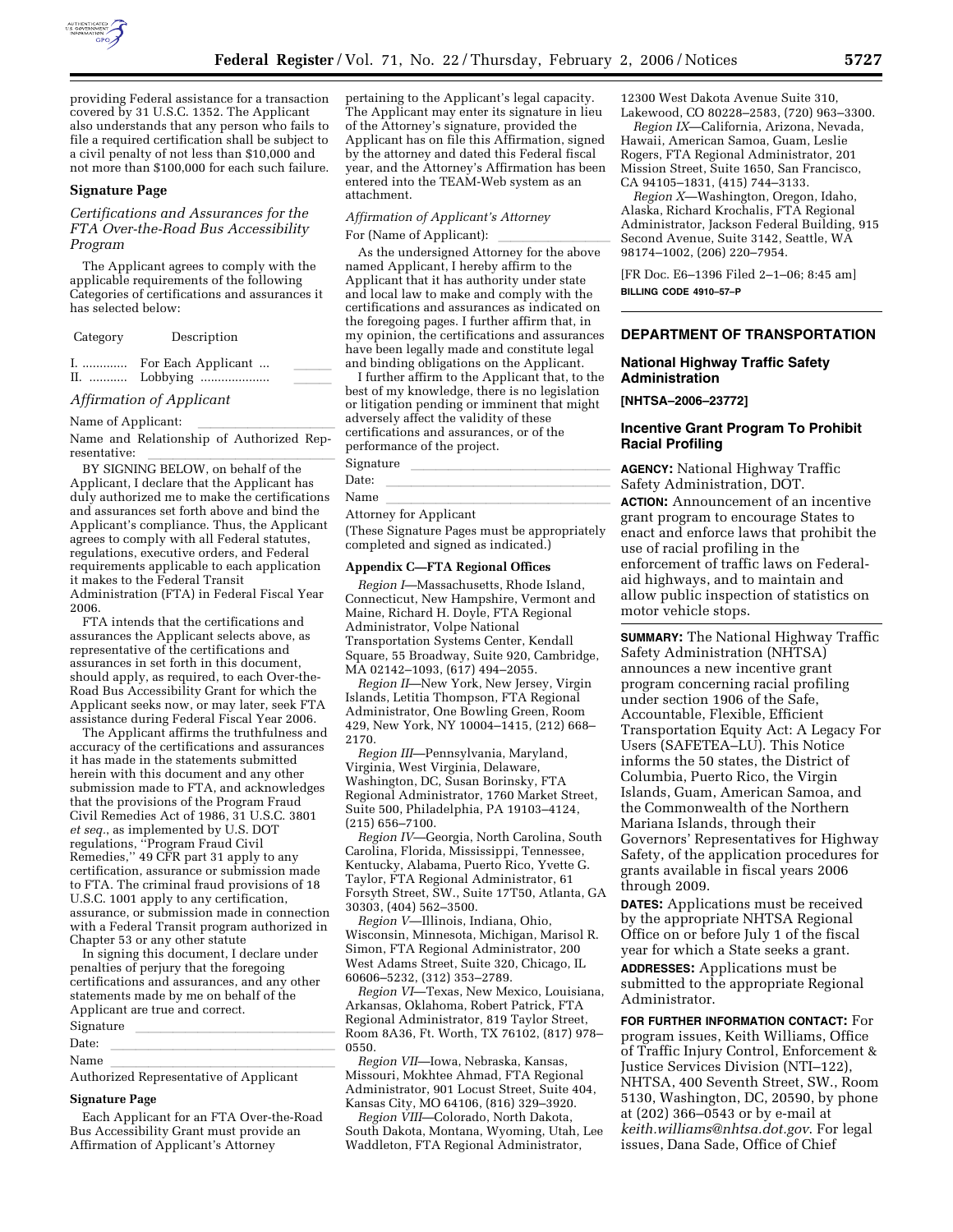providing Federal assistance for a transaction covered by 31 U.S.C. 1352. The Applicant also understands that any person who fails to file a required certification shall be subject to a civil penalty of not less than $10,000 and not more than $100,000 for each such failure.

**Signature Page**

*Certifications and Assurances for the FTA Over-the-Road Bus Accessibility Program*

The Applicant agrees to comply with the applicable requirements of the following Categories of certifications and assurances it has selected below:

| Category | Description | |
|---|---|---|
| I. ............. | For Each Applicant ... | ______ |
| II. ........... | Lobbying .................... | ______ |

*Affirmation of Applicant*

Name of Applicant: ____________________

Name and Relationship of Authorized Representative: ____________________

BY SIGNING BELOW, on behalf of the Applicant, I declare that the Applicant has duly authorized me to make the certifications and assurances set forth above and bind the Applicant's compliance. Thus, the Applicant agrees to comply with all Federal statutes, regulations, executive orders, and Federal requirements applicable to each application it makes to the Federal Transit Administration (FTA) in Federal Fiscal Year 2006.

FTA intends that the certifications and assurances the Applicant selects above, as representative of the certifications and assurances in set forth in this document, should apply, as required, to each Over-the-Road Bus Accessibility Grant for which the Applicant seeks now, or may later, seek FTA assistance during Federal Fiscal Year 2006.

The Applicant affirms the truthfulness and accuracy of the certifications and assurances it has made in the statements submitted herein with this document and any other submission made to FTA, and acknowledges that the provisions of the Program Fraud Civil Remedies Act of 1986, 31 U.S.C. 3801 *et seq.*, as implemented by U.S. DOT regulations, ''Program Fraud Civil Remedies,'' 49 CFR part 31 apply to any certification, assurance or submission made to FTA. The criminal fraud provisions of 18 U.S.C. 1001 apply to any certification, assurance, or submission made in connection with a Federal Transit program authorized in Chapter 53 or any other statute

In signing this document, I declare under penalties of perjury that the foregoing certifications and assurances, and any other statements made by me on behalf of the Applicant are true and correct.

Signature ____________________

Date: ____________________

Name ____________________

Authorized Representative of Applicant

**Signature Page**

Each Applicant for an FTA Over-the-Road Bus Accessibility Grant must provide an Affirmation of Applicant's Attorney pertaining to the Applicant's legal capacity. The Applicant may enter its signature in lieu of the Attorney's signature, provided the Applicant has on file this Affirmation, signed by the attorney and dated this Federal fiscal year, and the Attorney's Affirmation has been entered into the TEAM-Web system as an attachment.

*Affirmation of Applicant's Attorney*

For (Name of Applicant): ____________________

As the undersigned Attorney for the above named Applicant, I hereby affirm to the Applicant that it has authority under state and local law to make and comply with the certifications and assurances as indicated on the foregoing pages. I further affirm that, in my opinion, the certifications and assurances have been legally made and constitute legal and binding obligations on the Applicant.

I further affirm to the Applicant that, to the best of my knowledge, there is no legislation or litigation pending or imminent that might adversely affect the validity of these certifications and assurances, or of the performance of the project.

Signature ____________________

Date: ____________________

Name ____________________

Attorney for Applicant

(These Signature Pages must be appropriately completed and signed as indicated.)

**Appendix C—FTA Regional Offices**

*Region I*—Massachusetts, Rhode Island, Connecticut, New Hampshire, Vermont and Maine, Richard H. Doyle, FTA Regional Administrator, Volpe National Transportation Systems Center, Kendall Square, 55 Broadway, Suite 920, Cambridge, MA 02142–1093, (617) 494–2055.

*Region II*—New York, New Jersey, Virgin Islands, Letitia Thompson, FTA Regional Administrator, One Bowling Green, Room 429, New York, NY 10004–1415, (212) 668–2170.

*Region III*—Pennsylvania, Maryland, Virginia, West Virginia, Delaware, Washington, DC, Susan Borinsky, FTA Regional Administrator, 1760 Market Street, Suite 500, Philadelphia, PA 19103–4124, (215) 656–7100.

*Region IV*—Georgia, North Carolina, South Carolina, Florida, Mississippi, Tennessee, Kentucky, Alabama, Puerto Rico, Yvette G. Taylor, FTA Regional Administrator, 61 Forsyth Street, SW., Suite 17T50, Atlanta, GA 30303, (404) 562–3500.

*Region V*—Illinois, Indiana, Ohio, Wisconsin, Minnesota, Michigan, Marisol R. Simon, FTA Regional Administrator, 200 West Adams Street, Suite 320, Chicago, IL 60606–5232, (312) 353–2789.

*Region VI*—Texas, New Mexico, Louisiana, Arkansas, Oklahoma, Robert Patrick, FTA Regional Administrator, 819 Taylor Street, Room 8A36, Ft. Worth, TX 76102, (817) 978–0550.

*Region VII*—Iowa, Nebraska, Kansas, Missouri, Mokhtee Ahmad, FTA Regional Administrator, 901 Locust Street, Suite 404, Kansas City, MO 64106, (816) 329–3920.

*Region VIII*—Colorado, North Dakota, South Dakota, Montana, Wyoming, Utah, Lee Waddleton, FTA Regional Administrator, 12300 West Dakota Avenue Suite 310, Lakewood, CO 80228–2583, (720) 963–3300.

*Region IX*—California, Arizona, Nevada, Hawaii, American Samoa, Guam, Leslie Rogers, FTA Regional Administrator, 201 Mission Street, Suite 1650, San Francisco, CA 94105–1831, (415) 744–3133.

*Region X*—Washington, Oregon, Idaho, Alaska, Richard Krochalis, FTA Regional Administrator, Jackson Federal Building, 915 Second Avenue, Suite 3142, Seattle, WA 98174–1002, (206) 220–7954.

[FR Doc. E6–1396 Filed 2–1–06; 8:45 am]

**BILLING CODE 4910–57–P**

## DEPARTMENT OF TRANSPORTATION

### National Highway Traffic Safety Administration

**[NHTSA–2006–23772]**

### Incentive Grant Program To Prohibit Racial Profiling

**AGENCY:** National Highway Traffic Safety Administration, DOT.

**ACTION:** Announcement of an incentive grant program to encourage States to enact and enforce laws that prohibit the use of racial profiling in the enforcement of traffic laws on Federal-aid highways, and to maintain and allow public inspection of statistics on motor vehicle stops.

**SUMMARY:** The National Highway Traffic Safety Administration (NHTSA) announces a new incentive grant program concerning racial profiling under section 1906 of the Safe, Accountable, Flexible, Efficient Transportation Equity Act: A Legacy For Users (SAFETEA–LU). This Notice informs the 50 states, the District of Columbia, Puerto Rico, the Virgin Islands, Guam, American Samoa, and the Commonwealth of the Northern Mariana Islands, through their Governors' Representatives for Highway Safety, of the application procedures for grants available in fiscal years 2006 through 2009.

**DATES:** Applications must be received by the appropriate NHTSA Regional Office on or before July 1 of the fiscal year for which a State seeks a grant.

**ADDRESSES:** Applications must be submitted to the appropriate Regional Administrator.

**FOR FURTHER INFORMATION CONTACT:** For program issues, Keith Williams, Office of Traffic Injury Control, Enforcement & Justice Services Division (NTI–122), NHTSA, 400 Seventh Street, SW., Room 5130, Washington, DC, 20590, by phone at (202) 366–0543 or by e-mail at *keith.williams@nhtsa.dot.gov*. For legal issues, Dana Sade, Office of Chief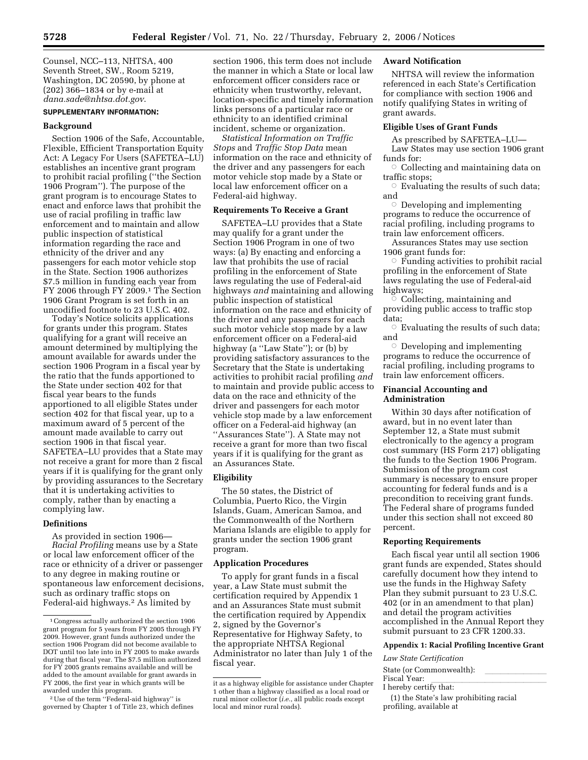Counsel, NCC–113, NHTSA, 400 Seventh Street, SW., Room 5219, Washington, DC 20590, by phone at (202) 366–1834 or by e-mail at *dana.sade@nhtsa.dot.gov*.

**SUPPLEMENTARY INFORMATION:**

### Background

Section 1906 of the Safe, Accountable, Flexible, Efficient Transportation Equity Act: A Legacy For Users (SAFETEA–LU) establishes an incentive grant program to prohibit racial profiling (''the Section 1906 Program''). The purpose of the grant program is to encourage States to enact and enforce laws that prohibit the use of racial profiling in traffic law enforcement and to maintain and allow public inspection of statistical information regarding the race and ethnicity of the driver and any passengers for each motor vehicle stop in the State. Section 1906 authorizes $7.5 million in funding each year from FY 2006 through FY 2009.[1] The Section 1906 Grant Program is set forth in an uncodified footnote to 23 U.S.C. 402.

Today's Notice solicits applications for grants under this program. States qualifying for a grant will receive an amount determined by multiplying the amount available for awards under the section 1906 Program in a fiscal year by the ratio that the funds apportioned to the State under section 402 for that fiscal year bears to the funds apportioned to all eligible States under section 402 for that fiscal year, up to a maximum award of 5 percent of the amount made available to carry out section 1906 in that fiscal year. SAFETEA–LU provides that a State may not receive a grant for more than 2 fiscal years if it is qualifying for the grant only by providing assurances to the Secretary that it is undertaking activities to comply, rather than by enacting a complying law.

### Definitions

As provided in section 1906—

*Racial Profiling* means use by a State or local law enforcement officer of the race or ethnicity of a driver or passenger to any degree in making routine or spontaneous law enforcement decisions, such as ordinary traffic stops on Federal-aid highways.[2] As limited by section 1906, this term does not include the manner in which a State or local law enforcement officer considers race or ethnicity when trustworthy, relevant, location-specific and timely information links persons of a particular race or ethnicity to an identified criminal incident, scheme or organization.

*Statistical Information on Traffic Stops* and *Traffic Stop Data* mean information on the race and ethnicity of the driver and any passengers for each motor vehicle stop made by a State or local law enforcement officer on a Federal-aid highway.

### Requirements To Receive a Grant

SAFETEA–LU provides that a State may qualify for a grant under the Section 1906 Program in one of two ways: (a) By enacting and enforcing a law that prohibits the use of racial profiling in the enforcement of State laws regulating the use of Federal-aid highways *and* maintaining and allowing public inspection of statistical information on the race and ethnicity of the driver and any passengers for each such motor vehicle stop made by a law enforcement officer on a Federal-aid highway (a ''Law State''); or (b) by providing satisfactory assurances to the Secretary that the State is undertaking activities to prohibit racial profiling *and* to maintain and provide public access to data on the race and ethnicity of the driver and passengers for each motor vehicle stop made by a law enforcement officer on a Federal-aid highway (an ''Assurances State''). A State may not receive a grant for more than two fiscal years if it is qualifying for the grant as an Assurances State.

### Eligibility

The 50 states, the District of Columbia, Puerto Rico, the Virgin Islands, Guam, American Samoa, and the Commonwealth of the Northern Mariana Islands are eligible to apply for grants under the section 1906 grant program.

### Application Procedures

To apply for grant funds in a fiscal year, a Law State must submit the certification required by Appendix 1 and an Assurances State must submit the certification required by Appendix 2, signed by the Governor's Representative for Highway Safety, to the appropriate NHTSA Regional Administrator no later than July 1 of the fiscal year.

### Award Notification

NHTSA will review the information referenced in each State's Certification for compliance with section 1906 and notify qualifying States in writing of grant awards.

### Eligible Uses of Grant Funds

As prescribed by SAFETEA–LU—

Law States may use section 1906 grant funds for:

- Collecting and maintaining data on traffic stops;
- Evaluating the results of such data; and
- Developing and implementing programs to reduce the occurrence of racial profiling, including programs to train law enforcement officers.

Assurances States may use section 1906 grant funds for:

- Funding activities to prohibit racial profiling in the enforcement of State laws regulating the use of Federal-aid highways;
- Collecting, maintaining and providing public access to traffic stop data;
- Evaluating the results of such data; and
- Developing and implementing programs to reduce the occurrence of racial profiling, including programs to train law enforcement officers.

### Financial Accounting and Administration

Within 30 days after notification of award, but in no event later than September 12, a State must submit electronically to the agency a program cost summary (HS Form 217) obligating the funds to the Section 1906 Program. Submission of the program cost summary is necessary to ensure proper accounting for federal funds and is a precondition to receiving grant funds. The Federal share of programs funded under this section shall not exceed 80 percent.

### Reporting Requirements

Each fiscal year until all section 1906 grant funds are expended, States should carefully document how they intend to use the funds in the Highway Safety Plan they submit pursuant to 23 U.S.C. 402 (or in an amendment to that plan) and detail the program activities accomplished in the Annual Report they submit pursuant to 23 CFR 1200.33.

#### Appendix 1: Racial Profiling Incentive Grant

*Law State Certification*

State (or Commonwealth): \_\_\_\_\_\_\_\_\_\_\_\_

Fiscal Year: \_\_\_\_\_\_\_\_\_\_\_\_

I hereby certify that:

(1) the State's law prohibiting racial profiling, available at

---

[1] Congress actually authorized the section 1906 grant program for 5 years from FY 2005 through FY 2009. However, grant funds authorized under the section 1906 Program did not become available to DOT until too late into in FY 2005 to make awards during that fiscal year. The $7.5 million authorized for FY 2005 grants remains available and will be added to the amount available for grant awards in FY 2006, the first year in which grants will be awarded under this program.

[2] Use of the term ''Federal-aid highway'' is governed by Chapter 1 of Title 23, which defines it as a highway eligible for assistance under Chapter 1 other than a highway classified as a local road or rural minor collector (*i.e.*, all public roads except local and minor rural roads).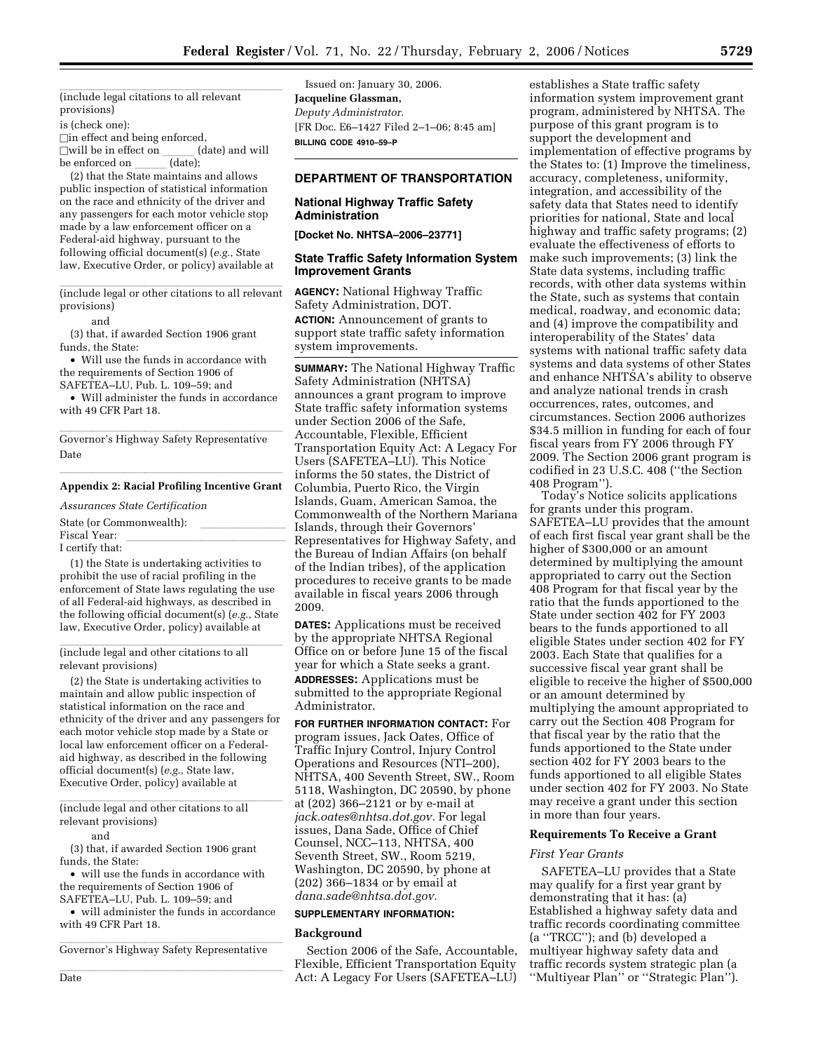\_\_\_\_\_\_\_\_\_\_\_\_\_\_\_\_\_\_\_\_\_\_\_\_\_\_\_\_\_\_\_\_\_\_\_\_\_\_\_\_

(include legal citations to all relevant provisions)

is (check one):

☐in effect and being enforced,

☐will be in effect on \_\_\_\_\_\_ (date) and will be enforced on \_\_\_\_\_\_ (date);

(2) that the State maintains and allows public inspection of statistical information on the race and ethnicity of the driver and any passengers for each motor vehicle stop made by a law enforcement officer on a Federal-aid highway, pursuant to the following official document(s) (*e.g.*, State law, Executive Order, or policy) available at

\_\_\_\_\_\_\_\_\_\_\_\_\_\_\_\_\_\_\_\_\_\_\_\_\_\_\_\_\_\_\_\_\_\_\_\_\_\_\_\_

(include legal or other citations to all relevant provisions)

and

(3) that, if awarded Section 1906 grant funds, the State:

- Will use the funds in accordance with the requirements of Section 1906 of SAFETEA–LU, Pub. L. 109–59; and
- Will administer the funds in accordance with 49 CFR Part 18.

\_\_\_\_\_\_\_\_\_\_\_\_\_\_\_\_\_\_\_\_\_\_\_\_\_\_\_\_\_\_\_\_\_\_\_\_\_\_\_\_

Governor's Highway Safety Representative

Date

\_\_\_\_\_\_\_\_\_\_\_\_\_\_\_\_\_\_\_\_\_\_\_\_\_\_\_\_\_\_\_\_\_\_\_\_\_\_\_\_

### Appendix 2: Racial Profiling Incentive Grant

*Assurances State Certification*

State (or Commonwealth): \_\_\_\_\_\_\_\_\_\_\_\_\_\_

Fiscal Year: \_\_\_\_\_\_\_\_\_\_\_\_\_\_\_\_\_\_\_\_\_\_\_\_\_\_\_\_

I certify that:

(1) the State is undertaking activities to prohibit the use of racial profiling in the enforcement of State laws regulating the use of all Federal-aid highways, as described in the following official document(s) (*e.g.*, State law, Executive Order, policy) available at

\_\_\_\_\_\_\_\_\_\_\_\_\_\_\_\_\_\_\_\_\_\_\_\_\_\_\_\_\_\_\_\_\_\_\_\_\_\_\_\_

(include legal and other citations to all relevant provisions)

(2) the State is undertaking activities to maintain and allow public inspection of statistical information on the race and ethnicity of the driver and any passengers for each motor vehicle stop made by a State or local law enforcement officer on a Federal-aid highway, as described in the following official document(s) (*e.g.*, State law, Executive Order, policy) available at

\_\_\_\_\_\_\_\_\_\_\_\_\_\_\_\_\_\_\_\_\_\_\_\_\_\_\_\_\_\_\_\_\_\_\_\_\_\_\_\_

(include legal and other citations to all relevant provisions)

and

(3) that, if awarded Section 1906 grant funds, the State:

- will use the funds in accordance with the requirements of Section 1906 of SAFETEA–LU, Pub. L. 109–59; and
- will administer the funds in accordance with 49 CFR Part 18.

\_\_\_\_\_\_\_\_\_\_\_\_\_\_\_\_\_\_\_\_\_\_\_\_\_\_\_\_\_\_\_\_\_\_\_\_\_\_\_\_

Governor's Highway Safety Representative

\_\_\_\_\_\_\_\_\_\_\_\_\_\_\_\_\_\_\_\_\_\_\_\_\_\_\_\_\_\_\_\_\_\_\_\_\_\_\_\_

Date

Issued on: January 30, 2006.

**Jacqueline Glassman,**

*Deputy Administrator.*

[FR Doc. E6–1427 Filed 2–1–06; 8:45 am]

**BILLING CODE 4910–59–P**

---

## DEPARTMENT OF TRANSPORTATION

### National Highway Traffic Safety Administration

**[Docket No. NHTSA–2006–23771]**

### State Traffic Safety Information System Improvement Grants

**AGENCY:** National Highway Traffic Safety Administration, DOT.

**ACTION:** Announcement of grants to support state traffic safety information system improvements.

**SUMMARY:** The National Highway Traffic Safety Administration (NHTSA) announces a grant program to improve State traffic safety information systems under Section 2006 of the Safe, Accountable, Flexible, Efficient Transportation Equity Act: A Legacy For Users (SAFETEA–LU). This Notice informs the 50 states, the District of Columbia, Puerto Rico, the Virgin Islands, Guam, American Samoa, the Commonwealth of the Northern Mariana Islands, through their Governors' Representatives for Highway Safety, and the Bureau of Indian Affairs (on behalf of the Indian tribes), of the application procedures to receive grants to be made available in fiscal years 2006 through 2009.

**DATES:** Applications must be received by the appropriate NHTSA Regional Office on or before June 15 of the fiscal year for which a State seeks a grant.

**ADDRESSES:** Applications must be submitted to the appropriate Regional Administrator.

**FOR FURTHER INFORMATION CONTACT:** For program issues, Jack Oates, Office of Traffic Injury Control, Injury Control Operations and Resources (NTI–200), NHTSA, 400 Seventh Street, SW., Room 5118, Washington, DC 20590, by phone at (202) 366–2121 or by e-mail at *jack.oates@nhtsa.dot.gov.* For legal issues, Dana Sade, Office of Chief Counsel, NCC–113, NHTSA, 400 Seventh Street, SW., Room 5219, Washington, DC 20590, by phone at (202) 366–1834 or by email at *dana.sade@nhtsa.dot.gov.*

**SUPPLEMENTARY INFORMATION:**

### Background

Section 2006 of the Safe, Accountable, Flexible, Efficient Transportation Equity Act: A Legacy For Users (SAFETEA–LU) establishes a State traffic safety information system improvement grant program, administered by NHTSA. The purpose of this grant program is to support the development and implementation of effective programs by the States to: (1) Improve the timeliness, accuracy, completeness, uniformity, integration, and accessibility of the safety data that States need to identify priorities for national, State and local highway and traffic safety programs; (2) evaluate the effectiveness of efforts to make such improvements; (3) link the State data systems, including traffic records, with other data systems within the State, such as systems that contain medical, roadway, and economic data; and (4) improve the compatibility and interoperability of the States' data systems with national traffic safety data systems and data systems of other States and enhance NHTSA's ability to observe and analyze national trends in crash occurrences, rates, outcomes, and circumstances. Section 2006 authorizes $34.5 million in funding for each of four fiscal years from FY 2006 through FY 2009. The Section 2006 grant program is codified in 23 U.S.C. 408 (''the Section 408 Program'').

Today's Notice solicits applications for grants under this program. SAFETEA–LU provides that the amount of each first fiscal year grant shall be the higher of $300,000 or an amount determined by multiplying the amount appropriated to carry out the Section 408 Program for that fiscal year by the ratio that the funds apportioned to the State under section 402 for FY 2003 bears to the funds apportioned to all eligible States under section 402 for FY 2003. Each State that qualifies for a successive fiscal year grant shall be eligible to receive the higher of $500,000 or an amount determined by multiplying the amount appropriated to carry out the Section 408 Program for that fiscal year by the ratio that the funds apportioned to the State under section 402 for FY 2003 bears to the funds apportioned to all eligible States under section 402 for FY 2003. No State may receive a grant under this section in more than four years.

### Requirements To Receive a Grant

*First Year Grants*

SAFETEA–LU provides that a State may qualify for a first year grant by demonstrating that it has: (a) Established a highway safety data and traffic records coordinating committee (a ''TRCC''); and (b) developed a multiyear highway safety data and traffic records system strategic plan (a ''Multiyear Plan'' or ''Strategic Plan'').